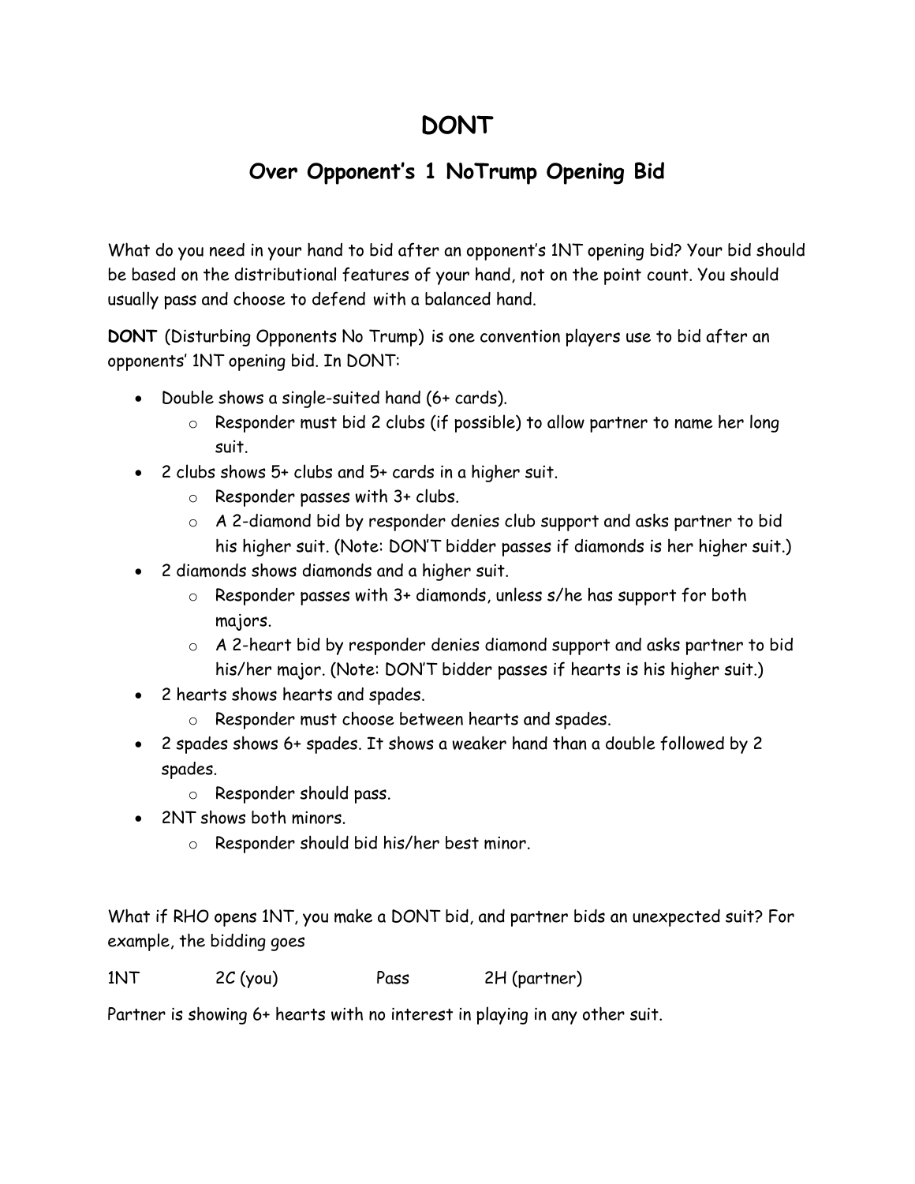# DONT

## Over Opponent's 1 NoTrump Opening Bid

What do you need in your hand to bid after an opponent's 1NT opening bid? Your bid should be based on the distributional features of your hand, not on the point count. You should usually pass and choose to defend with a balanced hand.

**DONT** (Disturbing Opponents No Trump) is one convention players use to bid after an opponents' 1NT opening bid. In DONT:

- Double shows a single-suited hand (6+ cards).
  - Responder must bid 2 clubs (if possible) to allow partner to name her long suit.
- 2 clubs shows 5+ clubs and 5+ cards in a higher suit.
  - Responder passes with 3+ clubs.
  - A 2-diamond bid by responder denies club support and asks partner to bid his higher suit. (Note: DON'T bidder passes if diamonds is her higher suit.)
- 2 diamonds shows diamonds and a higher suit.
  - Responder passes with 3+ diamonds, unless s/he has support for both majors.
  - A 2-heart bid by responder denies diamond support and asks partner to bid his/her major. (Note: DON'T bidder passes if hearts is his higher suit.)
- 2 hearts shows hearts and spades.
  - Responder must choose between hearts and spades.
- 2 spades shows 6+ spades. It shows a weaker hand than a double followed by 2 spades.
  - Responder should pass.
- 2NT shows both minors.
  - Responder should bid his/her best minor.

What if RHO opens 1NT, you make a DONT bid, and partner bids an unexpected suit? For example, the bidding goes

| 1NT | 2C (you) | Pass | 2H (partner) |
|---|---|---|---|

Partner is showing 6+ hearts with no interest in playing in any other suit.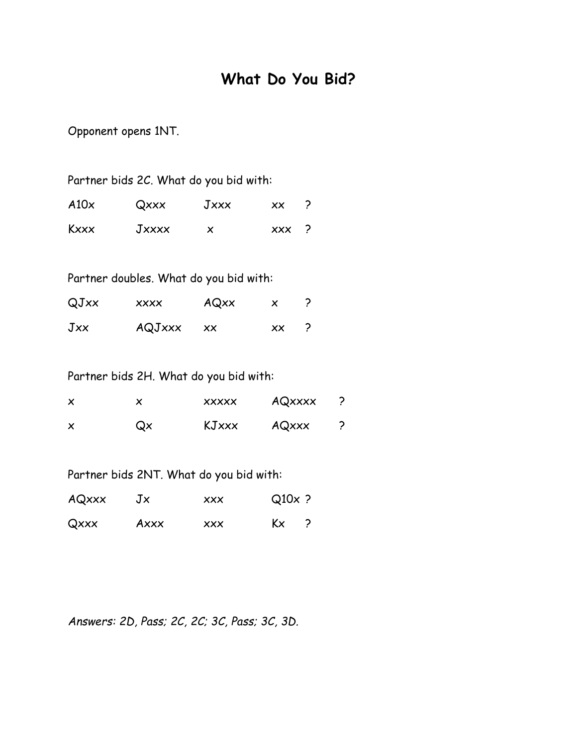# What Do You Bid?

Opponent opens 1NT.

Partner bids 2C. What do you bid with:

| | | | | |
|---|---|---|---|---|
| A10x | Qxxx | Jxxx | xx | ? |
| Kxxx | Jxxxx | x | xxx | ? |

Partner doubles. What do you bid with:

| | | | | |
|---|---|---|---|---|
| QJxx | xxxx | AQxx | x | ? |
| Jxx | AQJxxx | xx | xx | ? |

Partner bids 2H. What do you bid with:

| | | | | |
|---|---|---|---|---|
| x | x | xxxxx | AQxxxx | ? |
| x | Qx | KJxxx | AQxxx | ? |

Partner bids 2NT. What do you bid with:

| | | | | |
|---|---|---|---|---|
| AQxxx | Jx | xxx | Q10x | ? |
| Qxxx | Axxx | xxx | Kx | ? |

*Answers: 2D, Pass; 2C, 2C; 3C, Pass; 3C, 3D.*